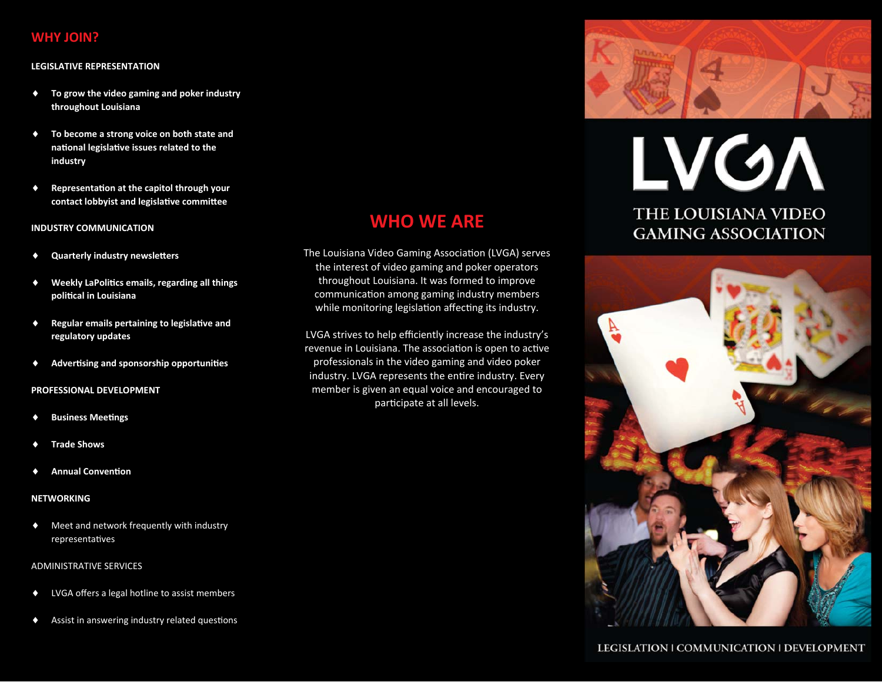## WHY JOIN?

### LEGISLATIVE REPRESENTATION

- **To grow the video gaming and poker industry throughout Louisiana**
- **To become a strong voice on both state and national legislative issues related to the industry**
- **Representation at the capitol through your contact lobbyist and legislative committee**

### INDUSTRY COMMUNICATION

- **Quarterly industry newsletters**
- **Weekly LaPolitics emails, regarding all things political in Louisiana**
- **Regular emails pertaining to legislative and regulatory updates**
- **Advertising and sponsorship opportunities**

### PROFESSIONAL DEVELOPMENT

- **Business Meetings**
- **Trade Shows**
- **Annual Convention**

### NETWORKING

- Meet and network frequently with industry representatives

### ADMINISTRATIVE SERVICES

- LVGA offers a legal hotline to assist members
- Assist in answering industry related questions

## WHO WE ARE

The Louisiana Video Gaming Association (LVGA) serves the interest of video gaming and poker operators throughout Louisiana. It was formed to improve communication among gaming industry members while monitoring legislation affecting its industry.

LVGA strives to help efficiently increase the industry's revenue in Louisiana. The association is open to active professionals in the video gaming and video poker industry. LVGA represents the entire industry. Every member is given an equal voice and encouraged to participate at all levels.

# LVGA

## THE LOUISIANA VIDEO GAMING ASSOCIATION

LEGISLATION | COMMUNICATION | DEVELOPMENT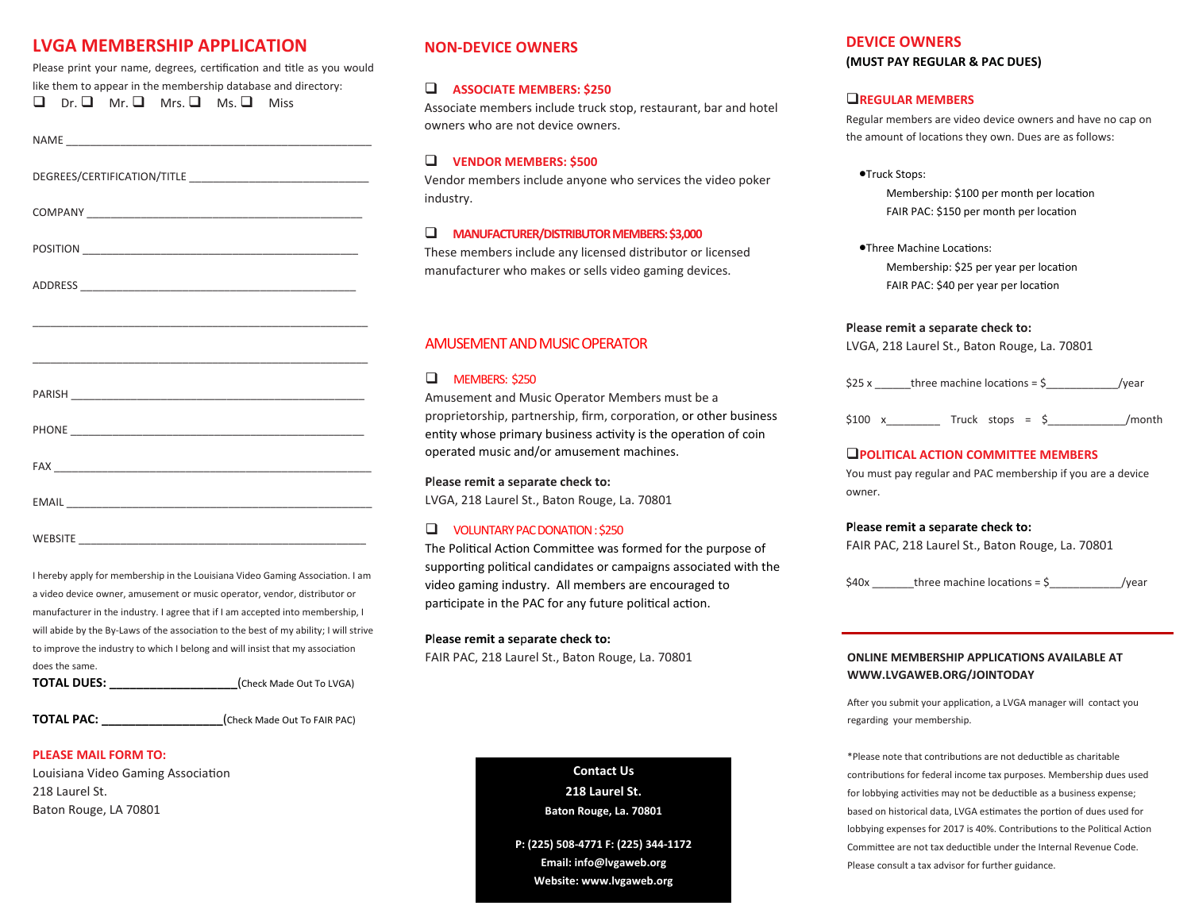## LVGA MEMBERSHIP APPLICATION

Please print your name, degrees, certification and title as you would like them to appear in the membership database and directory:

❑ Dr. ❑ Mr. ❑ Mrs. ❑ Ms. ❑ Miss

NAME ___________________________________________________

DEGREES/CERTIFICATION/TITLE ______________________________

COMPANY _______________________________________________

POSITION _______________________________________________

ADDRESS _______________________________________________

_________________________________________________________

_________________________________________________________

PARISH _________________________________________________

PHONE __________________________________________________

FAX ____________________________________________________

EMAIL __________________________________________________

WEBSITE ________________________________________________

I hereby apply for membership in the Louisiana Video Gaming Association. I am a video device owner, amusement or music operator, vendor, distributor or manufacturer in the industry. I agree that if I am accepted into membership, I will abide by the By-Laws of the association to the best of my ability; I will strive to improve the industry to which I belong and will insist that my association does the same.

**TOTAL DUES: ___________________**(Check Made Out To LVGA)

**TOTAL PAC: __________________**(Check Made Out To FAIR PAC)

**PLEASE MAIL FORM TO:**

Louisiana Video Gaming Association
218 Laurel St.
Baton Rouge, LA 70801

## NON-DEVICE OWNERS

❑ **ASSOCIATE MEMBERS: $250**

Associate members include truck stop, restaurant, bar and hotel owners who are not device owners.

❑ **VENDOR MEMBERS: $500**

Vendor members include anyone who services the video poker industry.

❑ **MANUFACTURER/DISTRIBUTOR MEMBERS: $3,000**

These members include any licensed distributor or licensed manufacturer who makes or sells video gaming devices.

## AMUSEMENT AND MUSIC OPERATOR

❑ MEMBERS: $250

Amusement and Music Operator Members must be a proprietorship, partnership, firm, corporation, or other business entity whose primary business activity is the operation of coin operated music and/or amusement machines.

**Please remit a separate check to:**

LVGA, 218 Laurel St., Baton Rouge, La. 70801

❑ VOLUNTARY PAC DONATION : $250

The Political Action Committee was formed for the purpose of supporting political candidates or campaigns associated with the video gaming industry. All members are encouraged to participate in the PAC for any future political action.

**Please remit a separate check to:**

FAIR PAC, 218 Laurel St., Baton Rouge, La. 70801

**Contact Us**
**218 Laurel St.**
**Baton Rouge, La. 70801**

**P: (225) 508-4771 F: (225) 344-1172**
**Email: info@lvgaweb.org**
**Website: www.lvgaweb.org**

## DEVICE OWNERS

**(MUST PAY REGULAR & PAC DUES)**

❑ **REGULAR MEMBERS**

Regular members are video device owners and have no cap on the amount of locations they own. Dues are as follows:

- Truck Stops:
  - Membership: $100 per month per location
  - FAIR PAC: $150 per month per location
- Three Machine Locations:
  - Membership: $25 per year per location
  - FAIR PAC: $40 per year per location

**Please remit a separate check to:**

LVGA, 218 Laurel St., Baton Rouge, La. 70801

$25 x ______three machine locations = $____________/year

$100 x________ Truck stops = $_____________/month

❑ **POLITICAL ACTION COMMITTEE MEMBERS**

You must pay regular and PAC membership if you are a device owner.

**Please remit a separate check to:**

FAIR PAC, 218 Laurel St., Baton Rouge, La. 70801

$40x _______three machine locations = $____________/year

**ONLINE MEMBERSHIP APPLICATIONS AVAILABLE AT WWW.LVGAWEB.ORG/JOINTODAY**

After you submit your application, a LVGA manager will contact you regarding your membership.

*Please note that contributions are not deductible as charitable contributions for federal income tax purposes. Membership dues used for lobbying activities may not be deductible as a business expense; based on historical data, LVGA estimates the portion of dues used for lobbying expenses for 2017 is 40%. Contributions to the Political Action Committee are not tax deductible under the Internal Revenue Code. Please consult a tax advisor for further guidance.